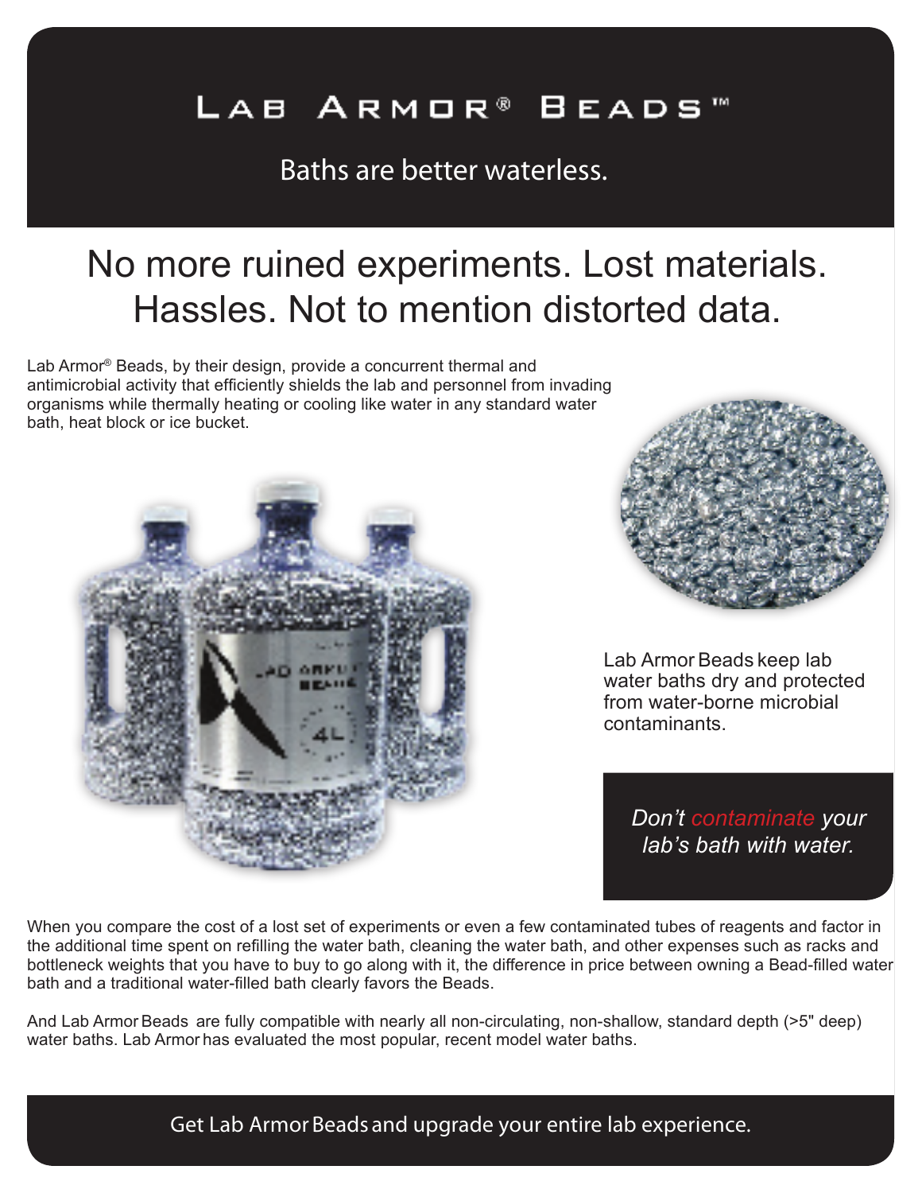# Lab Armor® Beads™

Baths are better waterless.

## No more ruined experiments. Lost materials. Hassles. Not to mention distorted data.

Lab Armor® Beads, by their design, provide a concurrent thermal and antimicrobial activity that efficiently shields the lab and personnel from invading organisms while thermally heating or cooling like water in any standard water bath, heat block or ice bucket.

Lab Armor Beads keep lab water baths dry and protected from water-borne microbial contaminants.

*Don't contaminate your lab's bath with water.*

When you compare the cost of a lost set of experiments or even a few contaminated tubes of reagents and factor in the additional time spent on refilling the water bath, cleaning the water bath, and other expenses such as racks and bottleneck weights that you have to buy to go along with it, the difference in price between owning a Bead-filled water bath and a traditional water-filled bath clearly favors the Beads.

And Lab Armor Beads are fully compatible with nearly all non-circulating, non-shallow, standard depth (>5" deep) water baths. Lab Armor has evaluated the most popular, recent model water baths.

Get Lab Armor Beads and upgrade your entire lab experience.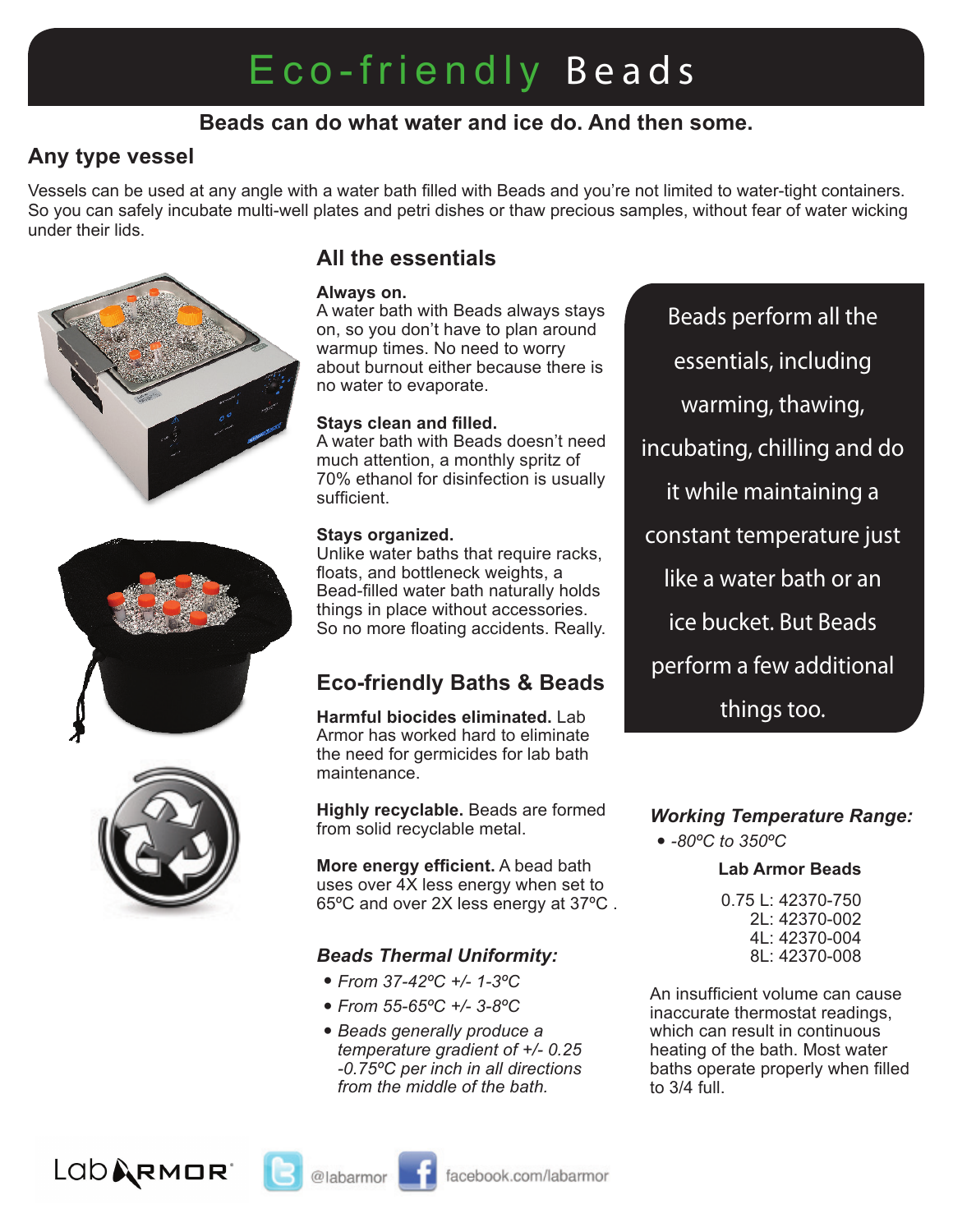# Eco-friendly Beads

**Beads can do what water and ice do. And then some.**

## Any type vessel

Vessels can be used at any angle with a water bath filled with Beads and you're not limited to water-tight containers. So you can safely incubate multi-well plates and petri dishes or thaw precious samples, without fear of water wicking under their lids.

## All the essentials

**Always on.**
A water bath with Beads always stays on, so you don't have to plan around warmup times. No need to worry about burnout either because there is no water to evaporate.

**Stays clean and filled.**
A water bath with Beads doesn't need much attention, a monthly spritz of 70% ethanol for disinfection is usually sufficient.

**Stays organized.**
Unlike water baths that require racks, floats, and bottleneck weights, a Bead-filled water bath naturally holds things in place without accessories. So no more floating accidents. Really.

Beads perform all the essentials, including warming, thawing, incubating, chilling and do it while maintaining a constant temperature just like a water bath or an ice bucket. But Beads perform a few additional things too.

## Eco-friendly Baths & Beads

**Harmful biocides eliminated.** Lab Armor has worked hard to eliminate the need for germicides for lab bath maintenance.

**Highly recyclable.** Beads are formed from solid recyclable metal.

**More energy efficient.** A bead bath uses over 4X less energy when set to 65ºC and over 2X less energy at 37ºC .

### *Beads Thermal Uniformity:*

- *From 37-42ºC +/- 1-3ºC*
- *From 55-65ºC +/- 3-8ºC*
- *Beads generally produce a temperature gradient of +/- 0.25 -0.75ºC per inch in all directions from the middle of the bath.*

### *Working Temperature Range:*

- *-80ºC to 350ºC*

**Lab Armor Beads**

0.75 L: 42370-750
2L: 42370-002
4L: 42370-004
8L: 42370-008

An insufficient volume can cause inaccurate thermostat readings, which can result in continuous heating of the bath. Most water baths operate properly when filled to 3/4 full.

Lab Armor @labarmor facebook.com/labarmor